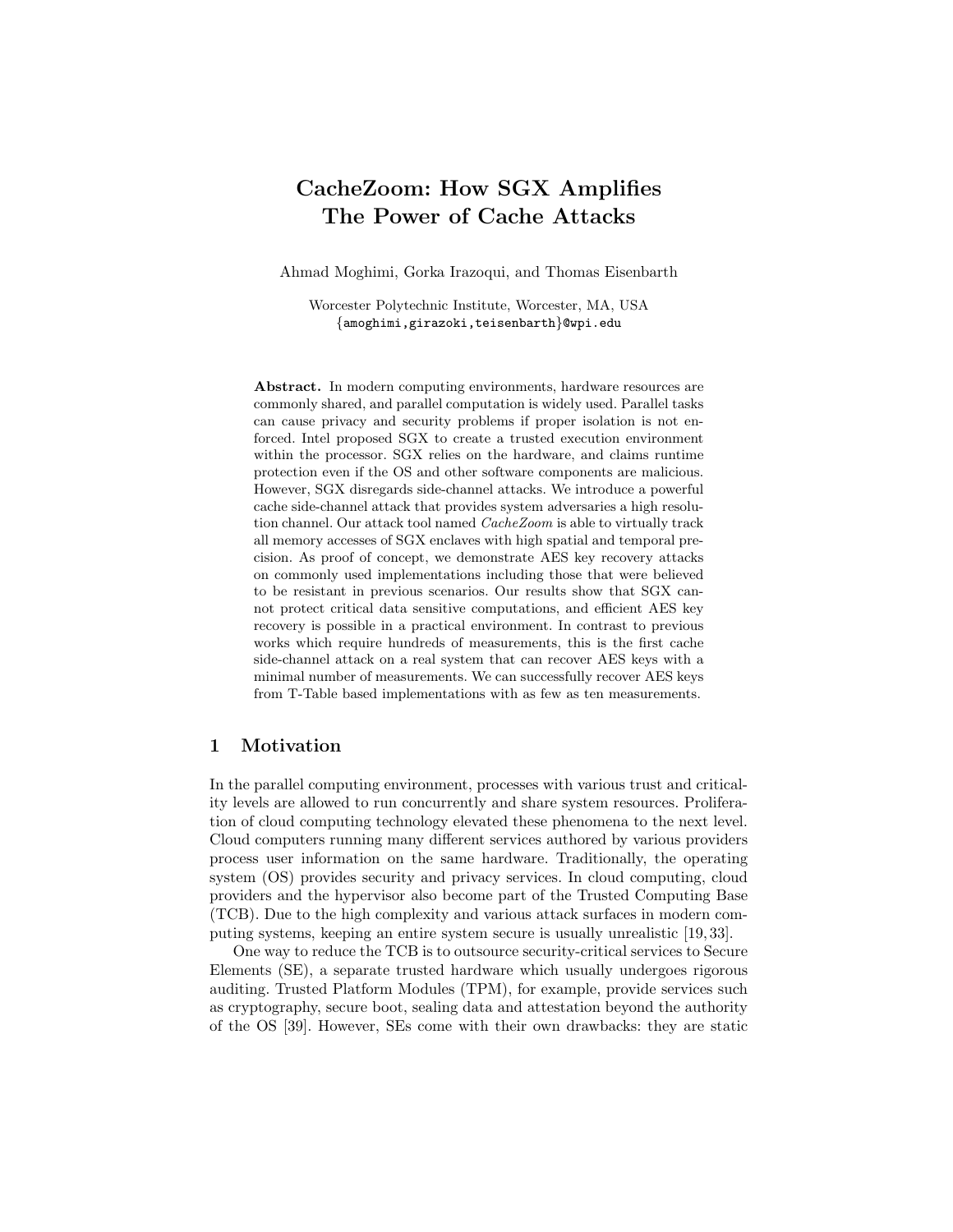# CacheZoom: How SGX Amplifies The Power of Cache Attacks

Ahmad Moghimi, Gorka Irazoqui, and Thomas Eisenbarth

Worcester Polytechnic Institute, Worcester, MA, USA
{amoghimi,girazoki,teisenbarth}@wpi.edu

**Abstract.** In modern computing environments, hardware resources are commonly shared, and parallel computation is widely used. Parallel tasks can cause privacy and security problems if proper isolation is not enforced. Intel proposed SGX to create a trusted execution environment within the processor. SGX relies on the hardware, and claims runtime protection even if the OS and other software components are malicious. However, SGX disregards side-channel attacks. We introduce a powerful cache side-channel attack that provides system adversaries a high resolution channel. Our attack tool named *CacheZoom* is able to virtually track all memory accesses of SGX enclaves with high spatial and temporal precision. As proof of concept, we demonstrate AES key recovery attacks on commonly used implementations including those that were believed to be resistant in previous scenarios. Our results show that SGX cannot protect critical data sensitive computations, and efficient AES key recovery is possible in a practical environment. In contrast to previous works which require hundreds of measurements, this is the first cache side-channel attack on a real system that can recover AES keys with a minimal number of measurements. We can successfully recover AES keys from T-Table based implementations with as few as ten measurements.

## 1 Motivation

In the parallel computing environment, processes with various trust and criticality levels are allowed to run concurrently and share system resources. Proliferation of cloud computing technology elevated these phenomena to the next level. Cloud computers running many different services authored by various providers process user information on the same hardware. Traditionally, the operating system (OS) provides security and privacy services. In cloud computing, cloud providers and the hypervisor also become part of the Trusted Computing Base (TCB). Due to the high complexity and various attack surfaces in modern computing systems, keeping an entire system secure is usually unrealistic [19,33].

One way to reduce the TCB is to outsource security-critical services to Secure Elements (SE), a separate trusted hardware which usually undergoes rigorous auditing. Trusted Platform Modules (TPM), for example, provide services such as cryptography, secure boot, sealing data and attestation beyond the authority of the OS [39]. However, SEs come with their own drawbacks: they are static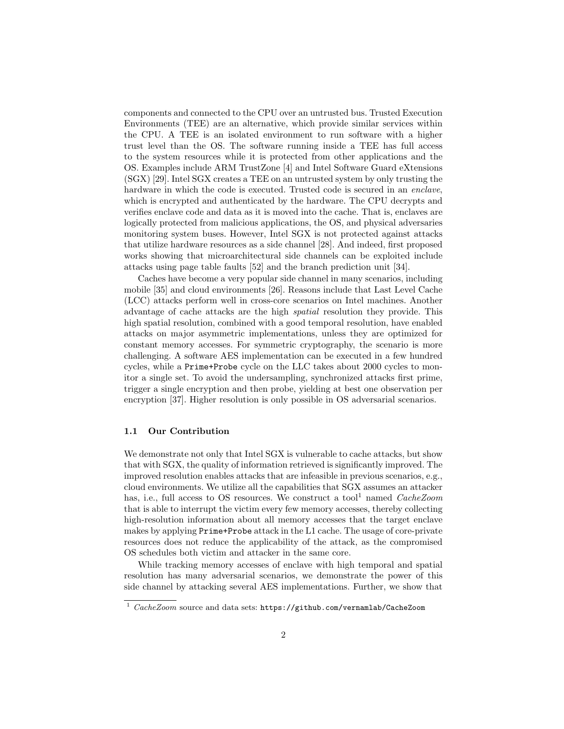components and connected to the CPU over an untrusted bus. Trusted Execution Environments (TEE) are an alternative, which provide similar services within the CPU. A TEE is an isolated environment to run software with a higher trust level than the OS. The software running inside a TEE has full access to the system resources while it is protected from other applications and the OS. Examples include ARM TrustZone [4] and Intel Software Guard eXtensions (SGX) [29]. Intel SGX creates a TEE on an untrusted system by only trusting the hardware in which the code is executed. Trusted code is secured in an *enclave*, which is encrypted and authenticated by the hardware. The CPU decrypts and verifies enclave code and data as it is moved into the cache. That is, enclaves are logically protected from malicious applications, the OS, and physical adversaries monitoring system buses. However, Intel SGX is not protected against attacks that utilize hardware resources as a side channel [28]. And indeed, first proposed works showing that microarchitectural side channels can be exploited include attacks using page table faults [52] and the branch prediction unit [34].

Caches have become a very popular side channel in many scenarios, including mobile [35] and cloud environments [26]. Reasons include that Last Level Cache (LCC) attacks perform well in cross-core scenarios on Intel machines. Another advantage of cache attacks are the high *spatial* resolution they provide. This high spatial resolution, combined with a good temporal resolution, have enabled attacks on major asymmetric implementations, unless they are optimized for constant memory accesses. For symmetric cryptography, the scenario is more challenging. A software AES implementation can be executed in a few hundred cycles, while a `Prime+Probe` cycle on the LLC takes about 2000 cycles to monitor a single set. To avoid the undersampling, synchronized attacks first prime, trigger a single encryption and then probe, yielding at best one observation per encryption [37]. Higher resolution is only possible in OS adversarial scenarios.

### 1.1 Our Contribution

We demonstrate not only that Intel SGX is vulnerable to cache attacks, but show that with SGX, the quality of information retrieved is significantly improved. The improved resolution enables attacks that are infeasible in previous scenarios, e.g., cloud environments. We utilize all the capabilities that SGX assumes an attacker has, i.e., full access to OS resources. We construct a tool[1] named *CacheZoom* that is able to interrupt the victim every few memory accesses, thereby collecting high-resolution information about all memory accesses that the target enclave makes by applying `Prime+Probe` attack in the L1 cache. The usage of core-private resources does not reduce the applicability of the attack, as the compromised OS schedules both victim and attacker in the same core.

While tracking memory accesses of enclave with high temporal and spatial resolution has many adversarial scenarios, we demonstrate the power of this side channel by attacking several AES implementations. Further, we show that

[1] *CacheZoom* source and data sets: `https://github.com/vernamlab/CacheZoom`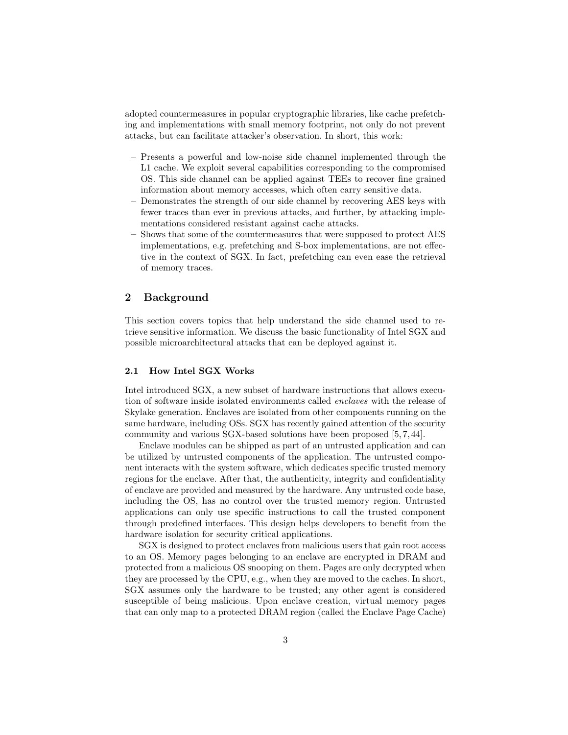adopted countermeasures in popular cryptographic libraries, like cache prefetching and implementations with small memory footprint, not only do not prevent attacks, but can facilitate attacker's observation. In short, this work:

– Presents a powerful and low-noise side channel implemented through the L1 cache. We exploit several capabilities corresponding to the compromised OS. This side channel can be applied against TEEs to recover fine grained information about memory accesses, which often carry sensitive data.
– Demonstrates the strength of our side channel by recovering AES keys with fewer traces than ever in previous attacks, and further, by attacking implementations considered resistant against cache attacks.
– Shows that some of the countermeasures that were supposed to protect AES implementations, e.g. prefetching and S-box implementations, are not effective in the context of SGX. In fact, prefetching can even ease the retrieval of memory traces.

## 2 Background

This section covers topics that help understand the side channel used to retrieve sensitive information. We discuss the basic functionality of Intel SGX and possible microarchitectural attacks that can be deployed against it.

### 2.1 How Intel SGX Works

Intel introduced SGX, a new subset of hardware instructions that allows execution of software inside isolated environments called *enclaves* with the release of Skylake generation. Enclaves are isolated from other components running on the same hardware, including OSs. SGX has recently gained attention of the security community and various SGX-based solutions have been proposed [5, 7, 44].

Enclave modules can be shipped as part of an untrusted application and can be utilized by untrusted components of the application. The untrusted component interacts with the system software, which dedicates specific trusted memory regions for the enclave. After that, the authenticity, integrity and confidentiality of enclave are provided and measured by the hardware. Any untrusted code base, including the OS, has no control over the trusted memory region. Untrusted applications can only use specific instructions to call the trusted component through predefined interfaces. This design helps developers to benefit from the hardware isolation for security critical applications.

SGX is designed to protect enclaves from malicious users that gain root access to an OS. Memory pages belonging to an enclave are encrypted in DRAM and protected from a malicious OS snooping on them. Pages are only decrypted when they are processed by the CPU, e.g., when they are moved to the caches. In short, SGX assumes only the hardware to be trusted; any other agent is considered susceptible of being malicious. Upon enclave creation, virtual memory pages that can only map to a protected DRAM region (called the Enclave Page Cache)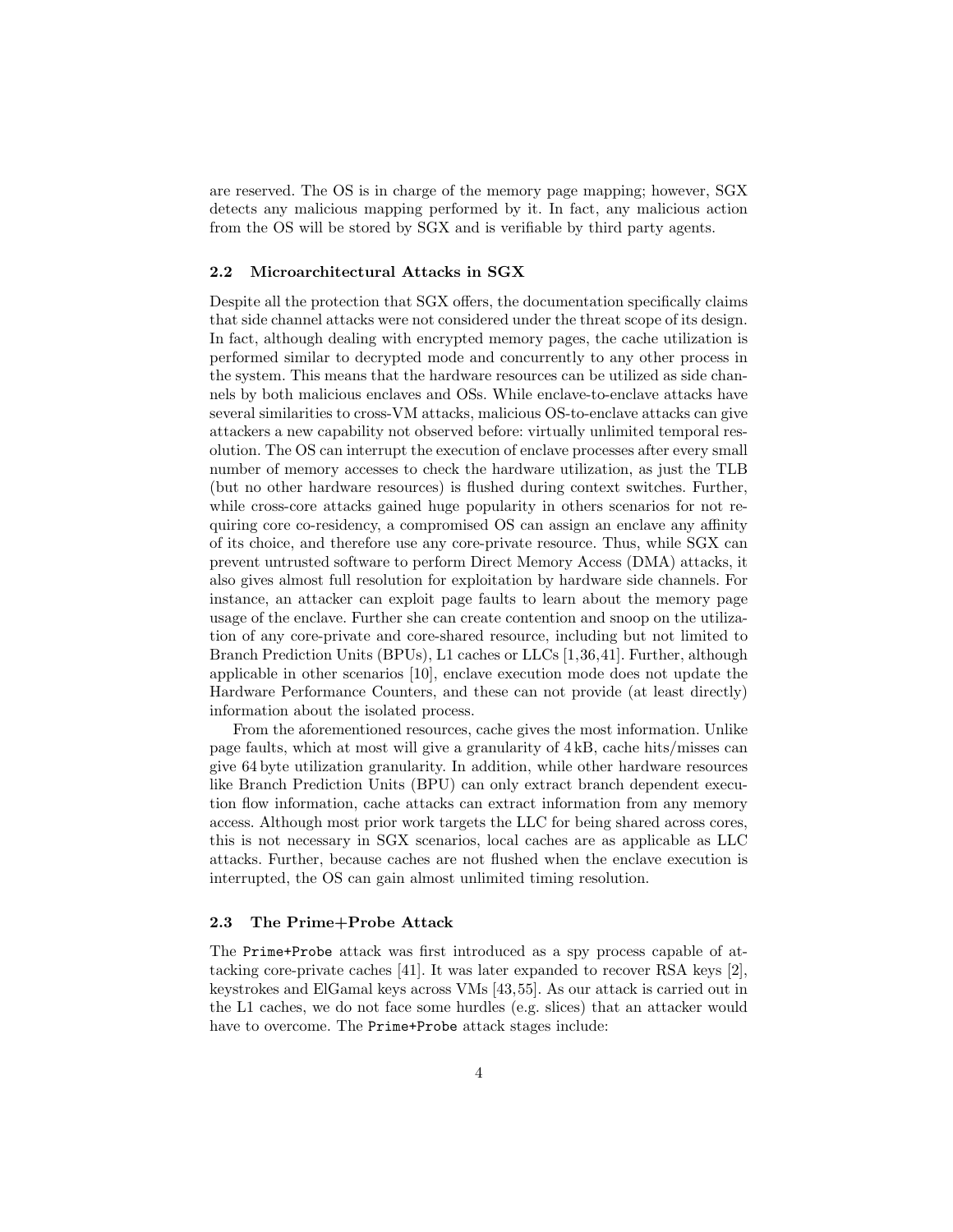are reserved. The OS is in charge of the memory page mapping; however, SGX detects any malicious mapping performed by it. In fact, any malicious action from the OS will be stored by SGX and is verifiable by third party agents.

### 2.2 Microarchitectural Attacks in SGX

Despite all the protection that SGX offers, the documentation specifically claims that side channel attacks were not considered under the threat scope of its design. In fact, although dealing with encrypted memory pages, the cache utilization is performed similar to decrypted mode and concurrently to any other process in the system. This means that the hardware resources can be utilized as side channels by both malicious enclaves and OSs. While enclave-to-enclave attacks have several similarities to cross-VM attacks, malicious OS-to-enclave attacks can give attackers a new capability not observed before: virtually unlimited temporal resolution. The OS can interrupt the execution of enclave processes after every small number of memory accesses to check the hardware utilization, as just the TLB (but no other hardware resources) is flushed during context switches. Further, while cross-core attacks gained huge popularity in others scenarios for not requiring core co-residency, a compromised OS can assign an enclave any affinity of its choice, and therefore use any core-private resource. Thus, while SGX can prevent untrusted software to perform Direct Memory Access (DMA) attacks, it also gives almost full resolution for exploitation by hardware side channels. For instance, an attacker can exploit page faults to learn about the memory page usage of the enclave. Further she can create contention and snoop on the utilization of any core-private and core-shared resource, including but not limited to Branch Prediction Units (BPUs), L1 caches or LLCs [1,36,41]. Further, although applicable in other scenarios [10], enclave execution mode does not update the Hardware Performance Counters, and these can not provide (at least directly) information about the isolated process.

From the aforementioned resources, cache gives the most information. Unlike page faults, which at most will give a granularity of 4 kB, cache hits/misses can give 64 byte utilization granularity. In addition, while other hardware resources like Branch Prediction Units (BPU) can only extract branch dependent execution flow information, cache attacks can extract information from any memory access. Although most prior work targets the LLC for being shared across cores, this is not necessary in SGX scenarios, local caches are as applicable as LLC attacks. Further, because caches are not flushed when the enclave execution is interrupted, the OS can gain almost unlimited timing resolution.

### 2.3 The Prime+Probe Attack

The `Prime+Probe` attack was first introduced as a spy process capable of attacking core-private caches [41]. It was later expanded to recover RSA keys [2], keystrokes and ElGamal keys across VMs [43,55]. As our attack is carried out in the L1 caches, we do not face some hurdles (e.g. slices) that an attacker would have to overcome. The `Prime+Probe` attack stages include: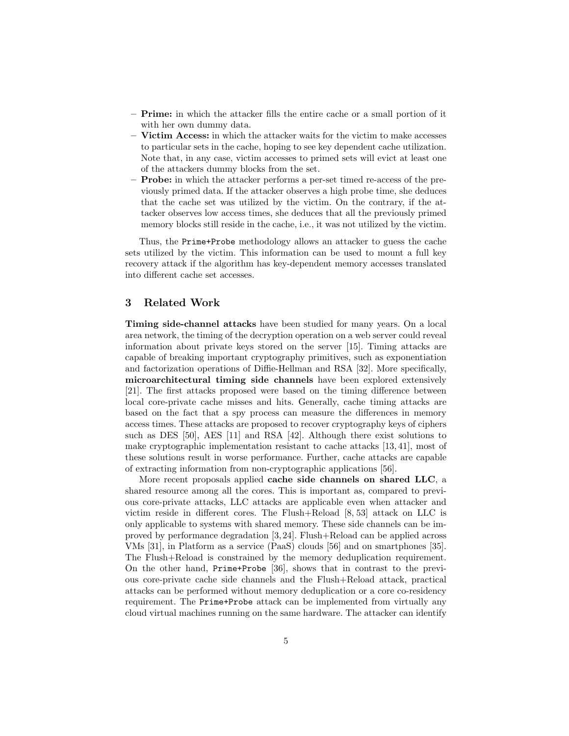- **Prime:** in which the attacker fills the entire cache or a small portion of it with her own dummy data.
- **Victim Access:** in which the attacker waits for the victim to make accesses to particular sets in the cache, hoping to see key dependent cache utilization. Note that, in any case, victim accesses to primed sets will evict at least one of the attackers dummy blocks from the set.
- **Probe:** in which the attacker performs a per-set timed re-access of the previously primed data. If the attacker observes a high probe time, she deduces that the cache set was utilized by the victim. On the contrary, if the attacker observes low access times, she deduces that all the previously primed memory blocks still reside in the cache, i.e., it was not utilized by the victim.

Thus, the `Prime+Probe` methodology allows an attacker to guess the cache sets utilized by the victim. This information can be used to mount a full key recovery attack if the algorithm has key-dependent memory accesses translated into different cache set accesses.

## 3 Related Work

**Timing side-channel attacks** have been studied for many years. On a local area network, the timing of the decryption operation on a web server could reveal information about private keys stored on the server [15]. Timing attacks are capable of breaking important cryptography primitives, such as exponentiation and factorization operations of Diffie-Hellman and RSA [32]. More specifically, **microarchitectural timing side channels** have been explored extensively [21]. The first attacks proposed were based on the timing difference between local core-private cache misses and hits. Generally, cache timing attacks are based on the fact that a spy process can measure the differences in memory access times. These attacks are proposed to recover cryptography keys of ciphers such as DES [50], AES [11] and RSA [42]. Although there exist solutions to make cryptographic implementation resistant to cache attacks [13, 41], most of these solutions result in worse performance. Further, cache attacks are capable of extracting information from non-cryptographic applications [56].

More recent proposals applied **cache side channels on shared LLC**, a shared resource among all the cores. This is important as, compared to previous core-private attacks, LLC attacks are applicable even when attacker and victim reside in different cores. The Flush+Reload [8, 53] attack on LLC is only applicable to systems with shared memory. These side channels can be improved by performance degradation [3, 24]. Flush+Reload can be applied across VMs [31], in Platform as a service (PaaS) clouds [56] and on smartphones [35]. The Flush+Reload is constrained by the memory deduplication requirement. On the other hand, `Prime+Probe` [36], shows that in contrast to the previous core-private cache side channels and the Flush+Reload attack, practical attacks can be performed without memory deduplication or a core co-residency requirement. The `Prime+Probe` attack can be implemented from virtually any cloud virtual machines running on the same hardware. The attacker can identify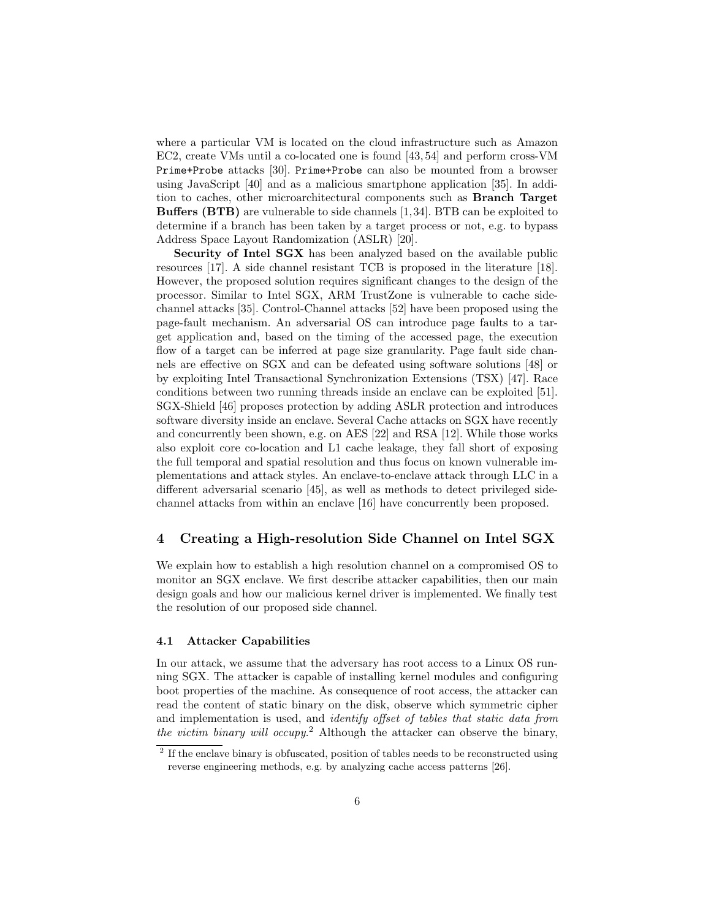where a particular VM is located on the cloud infrastructure such as Amazon EC2, create VMs until a co-located one is found [43, 54] and perform cross-VM `Prime+Probe` attacks [30]. `Prime+Probe` can also be mounted from a browser using JavaScript [40] and as a malicious smartphone application [35]. In addition to caches, other microarchitectural components such as **Branch Target Buffers (BTB)** are vulnerable to side channels [1, 34]. BTB can be exploited to determine if a branch has been taken by a target process or not, e.g. to bypass Address Space Layout Randomization (ASLR) [20].

**Security of Intel SGX** has been analyzed based on the available public resources [17]. A side channel resistant TCB is proposed in the literature [18]. However, the proposed solution requires significant changes to the design of the processor. Similar to Intel SGX, ARM TrustZone is vulnerable to cache side-channel attacks [35]. Control-Channel attacks [52] have been proposed using the page-fault mechanism. An adversarial OS can introduce page faults to a target application and, based on the timing of the accessed page, the execution flow of a target can be inferred at page size granularity. Page fault side channels are effective on SGX and can be defeated using software solutions [48] or by exploiting Intel Transactional Synchronization Extensions (TSX) [47]. Race conditions between two running threads inside an enclave can be exploited [51]. SGX-Shield [46] proposes protection by adding ASLR protection and introduces software diversity inside an enclave. Several Cache attacks on SGX have recently and concurrently been shown, e.g. on AES [22] and RSA [12]. While those works also exploit core co-location and L1 cache leakage, they fall short of exposing the full temporal and spatial resolution and thus focus on known vulnerable implementations and attack styles. An enclave-to-enclave attack through LLC in a different adversarial scenario [45], as well as methods to detect privileged side-channel attacks from within an enclave [16] have concurrently been proposed.

## 4 Creating a High-resolution Side Channel on Intel SGX

We explain how to establish a high resolution channel on a compromised OS to monitor an SGX enclave. We first describe attacker capabilities, then our main design goals and how our malicious kernel driver is implemented. We finally test the resolution of our proposed side channel.

### 4.1 Attacker Capabilities

In our attack, we assume that the adversary has root access to a Linux OS running SGX. The attacker is capable of installing kernel modules and configuring boot properties of the machine. As consequence of root access, the attacker can read the content of static binary on the disk, observe which symmetric cipher and implementation is used, and *identify offset of tables that static data from the victim binary will occupy*.[2] Although the attacker can observe the binary,

[2] If the enclave binary is obfuscated, position of tables needs to be reconstructed using reverse engineering methods, e.g. by analyzing cache access patterns [26].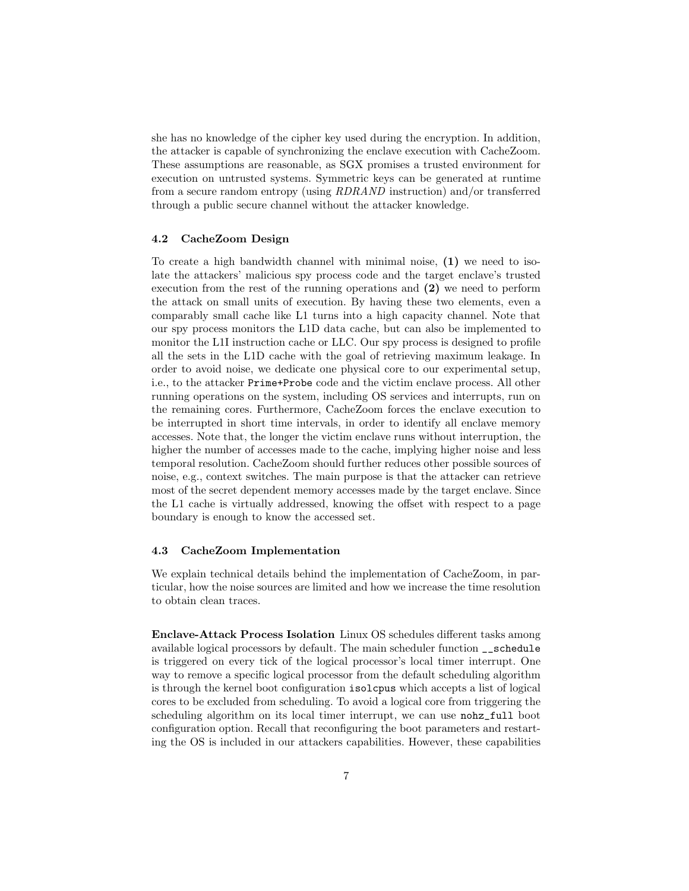she has no knowledge of the cipher key used during the encryption. In addition, the attacker is capable of synchronizing the enclave execution with CacheZoom. These assumptions are reasonable, as SGX promises a trusted environment for execution on untrusted systems. Symmetric keys can be generated at runtime from a secure random entropy (using *RDRAND* instruction) and/or transferred through a public secure channel without the attacker knowledge.

### 4.2 CacheZoom Design

To create a high bandwidth channel with minimal noise, **(1)** we need to isolate the attackers' malicious spy process code and the target enclave's trusted execution from the rest of the running operations and **(2)** we need to perform the attack on small units of execution. By having these two elements, even a comparably small cache like L1 turns into a high capacity channel. Note that our spy process monitors the L1D data cache, but can also be implemented to monitor the L1I instruction cache or LLC. Our spy process is designed to profile all the sets in the L1D cache with the goal of retrieving maximum leakage. In order to avoid noise, we dedicate one physical core to our experimental setup, i.e., to the attacker `Prime+Probe` code and the victim enclave process. All other running operations on the system, including OS services and interrupts, run on the remaining cores. Furthermore, CacheZoom forces the enclave execution to be interrupted in short time intervals, in order to identify all enclave memory accesses. Note that, the longer the victim enclave runs without interruption, the higher the number of accesses made to the cache, implying higher noise and less temporal resolution. CacheZoom should further reduces other possible sources of noise, e.g., context switches. The main purpose is that the attacker can retrieve most of the secret dependent memory accesses made by the target enclave. Since the L1 cache is virtually addressed, knowing the offset with respect to a page boundary is enough to know the accessed set.

### 4.3 CacheZoom Implementation

We explain technical details behind the implementation of CacheZoom, in particular, how the noise sources are limited and how we increase the time resolution to obtain clean traces.

**Enclave-Attack Process Isolation** Linux OS schedules different tasks among available logical processors by default. The main scheduler function `__schedule` is triggered on every tick of the logical processor's local timer interrupt. One way to remove a specific logical processor from the default scheduling algorithm is through the kernel boot configuration `isolcpus` which accepts a list of logical cores to be excluded from scheduling. To avoid a logical core from triggering the scheduling algorithm on its local timer interrupt, we can use `nohz_full` boot configuration option. Recall that reconfiguring the boot parameters and restarting the OS is included in our attackers capabilities. However, these capabilities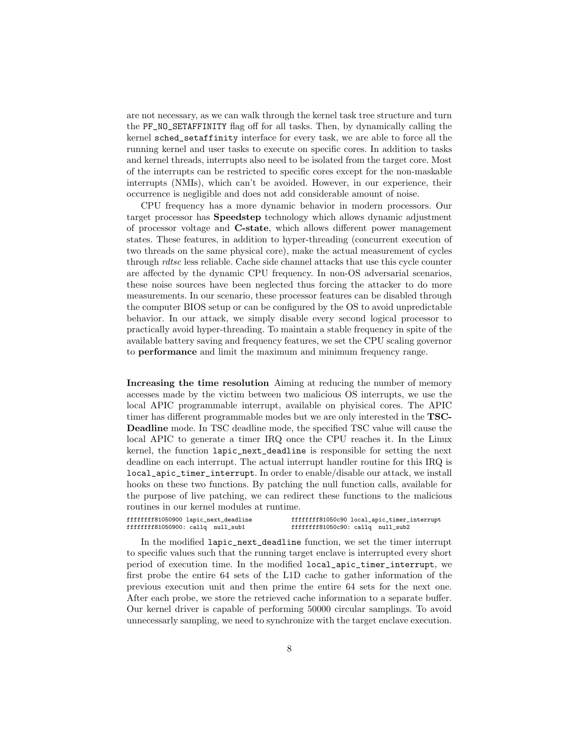are not necessary, as we can walk through the kernel task tree structure and turn the `PF_NO_SETAFFINITY` flag off for all tasks. Then, by dynamically calling the kernel `sched_setaffinity` interface for every task, we are able to force all the running kernel and user tasks to execute on specific cores. In addition to tasks and kernel threads, interrupts also need to be isolated from the target core. Most of the interrupts can be restricted to specific cores except for the non-maskable interrupts (NMIs), which can't be avoided. However, in our experience, their occurrence is negligible and does not add considerable amount of noise.

CPU frequency has a more dynamic behavior in modern processors. Our target processor has **Speedstep** technology which allows dynamic adjustment of processor voltage and **C-state**, which allows different power management states. These features, in addition to hyper-threading (concurrent execution of two threads on the same physical core), make the actual measurement of cycles through *rdtsc* less reliable. Cache side channel attacks that use this cycle counter are affected by the dynamic CPU frequency. In non-OS adversarial scenarios, these noise sources have been neglected thus forcing the attacker to do more measurements. In our scenario, these processor features can be disabled through the computer BIOS setup or can be configured by the OS to avoid unpredictable behavior. In our attack, we simply disable every second logical processor to practically avoid hyper-threading. To maintain a stable frequency in spite of the available battery saving and frequency features, we set the CPU scaling governor to **performance** and limit the maximum and minimum frequency range.

**Increasing the time resolution** Aiming at reducing the number of memory accesses made by the victim between two malicious OS interrupts, we use the local APIC programmable interrupt, available on phyisical cores. The APIC timer has different programmable modes but we are only interested in the **TSC-Deadline** mode. In TSC deadline mode, the specified TSC value will cause the local APIC to generate a timer IRQ once the CPU reaches it. In the Linux kernel, the function `lapic_next_deadline` is responsible for setting the next deadline on each interrupt. The actual interrupt handler routine for this IRQ is `local_apic_timer_interrupt`. In order to enable/disable our attack, we install hooks on these two functions. By patching the null function calls, available for the purpose of live patching, we can redirect these functions to the malicious routines in our kernel modules at runtime.

```
ffffffff81050900 lapic_next_deadline
ffffffff81050900: callq  null_sub1
```

```
ffffffff81050c90 local_apic_timer_interrupt
ffffffff81050c90: callq  null_sub2
```

In the modified `lapic_next_deadline` function, we set the timer interrupt to specific values such that the running target enclave is interrupted every short period of execution time. In the modified `local_apic_timer_interrupt`, we first probe the entire 64 sets of the L1D cache to gather information of the previous execution unit and then prime the entire 64 sets for the next one. After each probe, we store the retrieved cache information to a separate buffer. Our kernel driver is capable of performing 50000 circular samplings. To avoid unnecessarily sampling, we need to synchronize with the target enclave execution.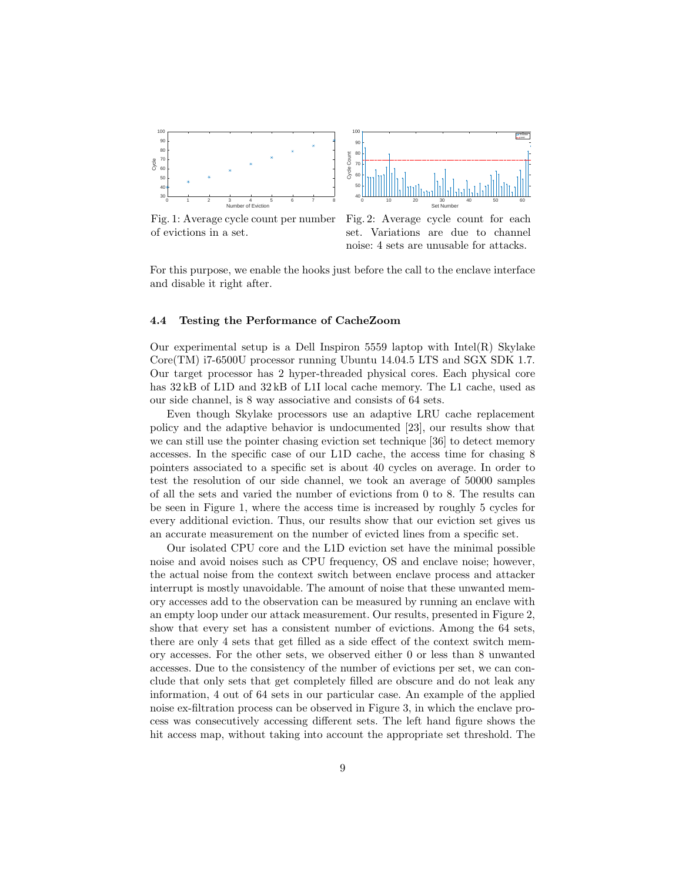Fig. 1: Average cycle count per number of evictions in a set.

Fig. 2: Average cycle count for each set. Variations are due to channel noise: 4 sets are unusable for attacks.

For this purpose, we enable the hooks just before the call to the enclave interface and disable it right after.

### 4.4 Testing the Performance of CacheZoom

Our experimental setup is a Dell Inspiron 5559 laptop with Intel(R) Skylake Core(TM) i7-6500U processor running Ubuntu 14.04.5 LTS and SGX SDK 1.7. Our target processor has 2 hyper-threaded physical cores. Each physical core has 32 kB of L1D and 32 kB of L1I local cache memory. The L1 cache, used as our side channel, is 8 way associative and consists of 64 sets.

Even though Skylake processors use an adaptive LRU cache replacement policy and the adaptive behavior is undocumented [23], our results show that we can still use the pointer chasing eviction set technique [36] to detect memory accesses. In the specific case of our L1D cache, the access time for chasing 8 pointers associated to a specific set is about 40 cycles on average. In order to test the resolution of our side channel, we took an average of 50000 samples of all the sets and varied the number of evictions from 0 to 8. The results can be seen in Figure 1, where the access time is increased by roughly 5 cycles for every additional eviction. Thus, our results show that our eviction set gives us an accurate measurement on the number of evicted lines from a specific set.

Our isolated CPU core and the L1D eviction set have the minimal possible noise and avoid noises such as CPU frequency, OS and enclave noise; however, the actual noise from the context switch between enclave process and attacker interrupt is mostly unavoidable. The amount of noise that these unwanted memory accesses add to the observation can be measured by running an enclave with an empty loop under our attack measurement. Our results, presented in Figure 2, show that every set has a consistent number of evictions. Among the 64 sets, there are only 4 sets that get filled as a side effect of the context switch memory accesses. For the other sets, we observed either 0 or less than 8 unwanted accesses. Due to the consistency of the number of evictions per set, we can conclude that only sets that get completely filled are obscure and do not leak any information, 4 out of 64 sets in our particular case. An example of the applied noise ex-filtration process can be observed in Figure 3, in which the enclave process was consecutively accessing different sets. The left hand figure shows the hit access map, without taking into account the appropriate set threshold. The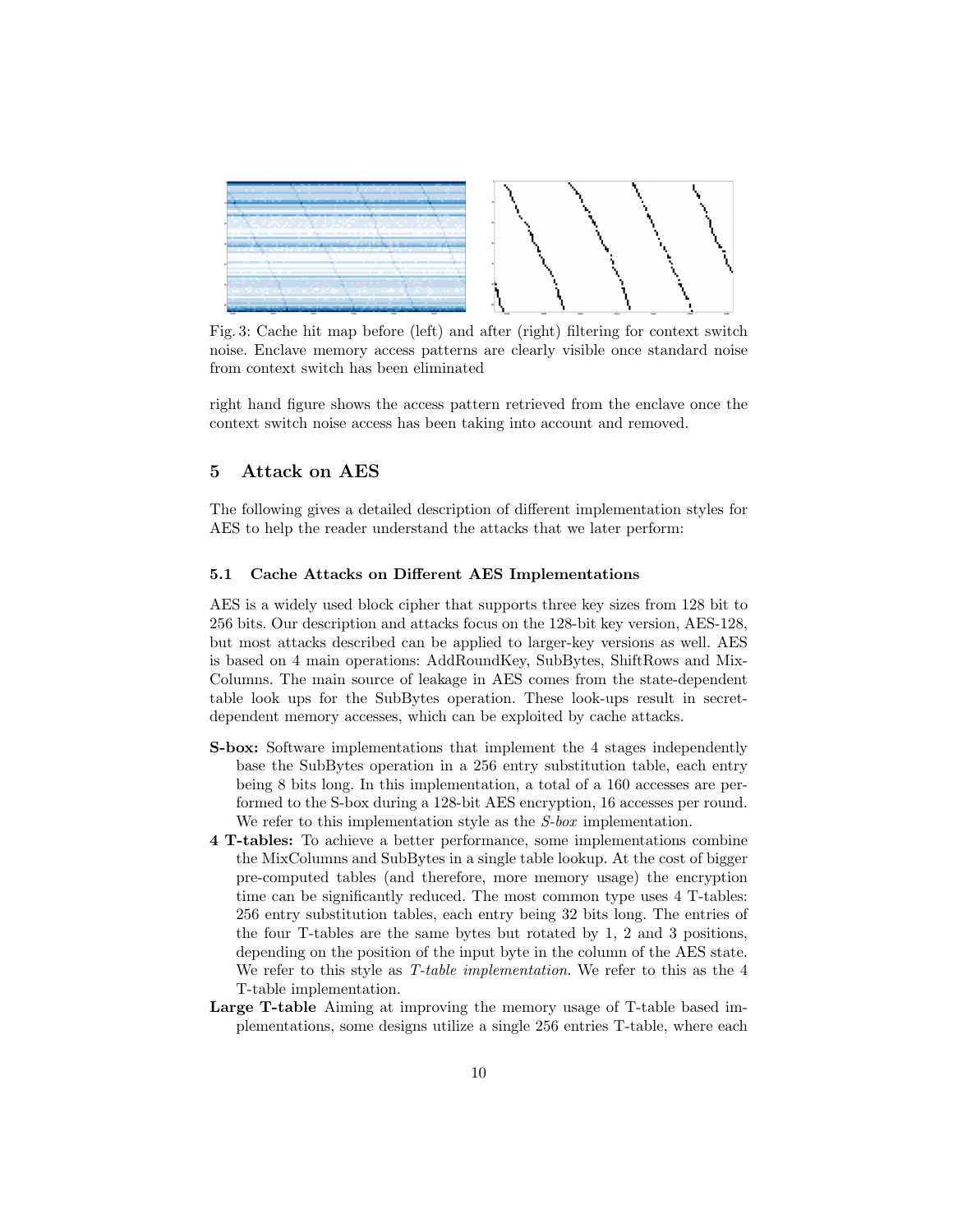Fig. 3: Cache hit map before (left) and after (right) filtering for context switch noise. Enclave memory access patterns are clearly visible once standard noise from context switch has been eliminated

right hand figure shows the access pattern retrieved from the enclave once the context switch noise access has been taking into account and removed.

## 5 Attack on AES

The following gives a detailed description of different implementation styles for AES to help the reader understand the attacks that we later perform:

### 5.1 Cache Attacks on Different AES Implementations

AES is a widely used block cipher that supports three key sizes from 128 bit to 256 bits. Our description and attacks focus on the 128-bit key version, AES-128, but most attacks described can be applied to larger-key versions as well. AES is based on 4 main operations: AddRoundKey, SubBytes, ShiftRows and MixColumns. The main source of leakage in AES comes from the state-dependent table look ups for the SubBytes operation. These look-ups result in secret-dependent memory accesses, which can be exploited by cache attacks.

- **S-box:** Software implementations that implement the 4 stages independently base the SubBytes operation in a 256 entry substitution table, each entry being 8 bits long. In this implementation, a total of a 160 accesses are performed to the S-box during a 128-bit AES encryption, 16 accesses per round. We refer to this implementation style as the *S-box* implementation.
- **4 T-tables:** To achieve a better performance, some implementations combine the MixColumns and SubBytes in a single table lookup. At the cost of bigger pre-computed tables (and therefore, more memory usage) the encryption time can be significantly reduced. The most common type uses 4 T-tables: 256 entry substitution tables, each entry being 32 bits long. The entries of the four T-tables are the same bytes but rotated by 1, 2 and 3 positions, depending on the position of the input byte in the column of the AES state. We refer to this style as *T-table implementation*. We refer to this as the 4 T-table implementation.
- **Large T-table** Aiming at improving the memory usage of T-table based implementations, some designs utilize a single 256 entries T-table, where each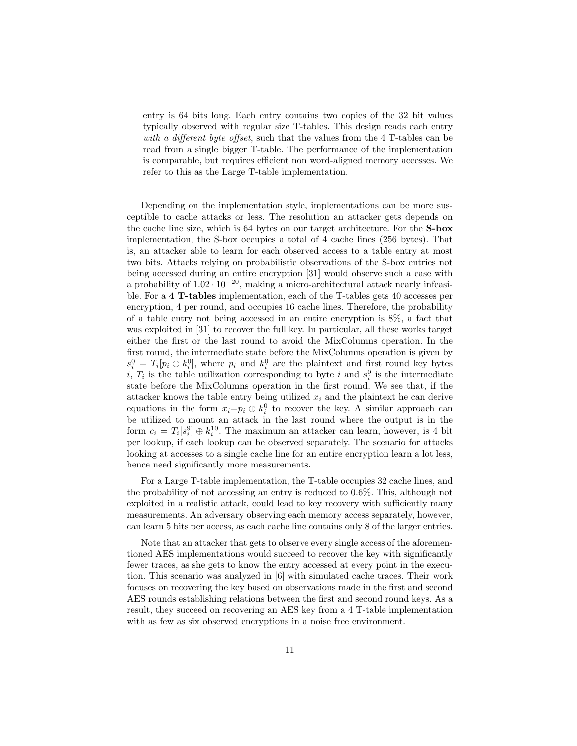entry is 64 bits long. Each entry contains two copies of the 32 bit values typically observed with regular size T-tables. This design reads each entry *with a different byte offset*, such that the values from the 4 T-tables can be read from a single bigger T-table. The performance of the implementation is comparable, but requires efficient non word-aligned memory accesses. We refer to this as the Large T-table implementation.

Depending on the implementation style, implementations can be more susceptible to cache attacks or less. The resolution an attacker gets depends on the cache line size, which is 64 bytes on our target architecture. For the **S-box** implementation, the S-box occupies a total of 4 cache lines (256 bytes). That is, an attacker able to learn for each observed access to a table entry at most two bits. Attacks relying on probabilistic observations of the S-box entries not being accessed during an entire encryption [31] would observe such a case with a probability of $1.02 \cdot 10^{-20}$, making a micro-architectural attack nearly infeasible. For a **4 T-tables** implementation, each of the T-tables gets 40 accesses per encryption, 4 per round, and occupies 16 cache lines. Therefore, the probability of a table entry not being accessed in an entire encryption is 8%, a fact that was exploited in [31] to recover the full key. In particular, all these works target either the first or the last round to avoid the MixColumns operation. In the first round, the intermediate state before the MixColumns operation is given by $s_i^0 = T_i[p_i \oplus k_i^0]$, where $p_i$ and $k_i^0$ are the plaintext and first round key bytes $i$, $T_i$ is the table utilization corresponding to byte $i$ and $s_i^0$ is the intermediate state before the MixColumns operation in the first round. We see that, if the attacker knows the table entry being utilized $x_i$ and the plaintext he can derive equations in the form $x_i = p_i \oplus k_i^0$ to recover the key. A similar approach can be utilized to mount an attack in the last round where the output is in the form $c_i = T_i[s_i^9] \oplus k_i^{10}$. The maximum an attacker can learn, however, is 4 bit per lookup, if each lookup can be observed separately. The scenario for attacks looking at accesses to a single cache line for an entire encryption learn a lot less, hence need significantly more measurements.

For a Large T-table implementation, the T-table occupies 32 cache lines, and the probability of not accessing an entry is reduced to 0.6%. This, although not exploited in a realistic attack, could lead to key recovery with sufficiently many measurements. An adversary observing each memory access separately, however, can learn 5 bits per access, as each cache line contains only 8 of the larger entries.

Note that an attacker that gets to observe every single access of the aforementioned AES implementations would succeed to recover the key with significantly fewer traces, as she gets to know the entry accessed at every point in the execution. This scenario was analyzed in [6] with simulated cache traces. Their work focuses on recovering the key based on observations made in the first and second AES rounds establishing relations between the first and second round keys. As a result, they succeed on recovering an AES key from a 4 T-table implementation with as few as six observed encryptions in a noise free environment.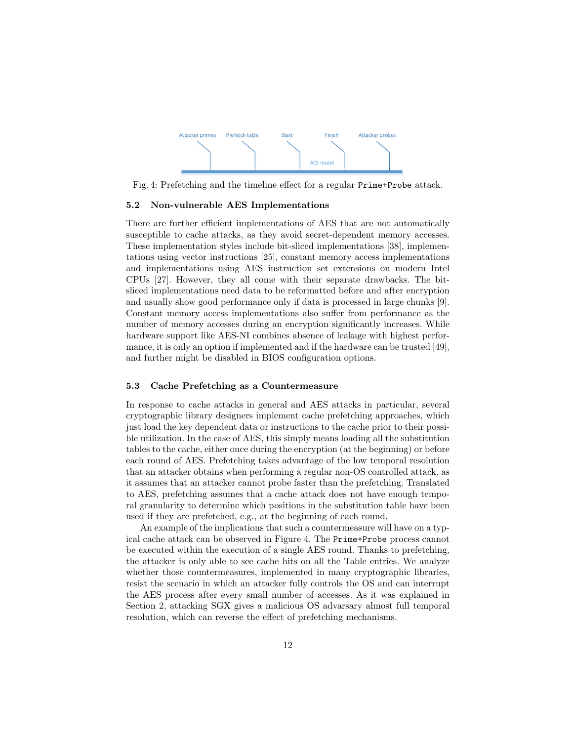Attacker primes

Prefetch table

Start

Finish

Attacker probes

AES round

Fig. 4: Prefetching and the timeline effect for a regular `Prime+Probe` attack.

### 5.2 Non-vulnerable AES Implementations

There are further efficient implementations of AES that are not automatically susceptible to cache attacks, as they avoid secret-dependent memory accesses. These implementation styles include bit-sliced implementations [38], implementations using vector instructions [25], constant memory access implementations and implementations using AES instruction set extensions on modern Intel CPUs [27]. However, they all come with their separate drawbacks. The bit-sliced implementations need data to be reformatted before and after encryption and usually show good performance only if data is processed in large chunks [9]. Constant memory access implementations also suffer from performance as the number of memory accesses during an encryption significantly increases. While hardware support like AES-NI combines absence of leakage with highest performance, it is only an option if implemented and if the hardware can be trusted [49], and further might be disabled in BIOS configuration options.

### 5.3 Cache Prefetching as a Countermeasure

In response to cache attacks in general and AES attacks in particular, several cryptographic library designers implement cache prefetching approaches, which just load the key dependent data or instructions to the cache prior to their possible utilization. In the case of AES, this simply means loading all the substitution tables to the cache, either once during the encryption (at the beginning) or before each round of AES. Prefetching takes advantage of the low temporal resolution that an attacker obtains when performing a regular non-OS controlled attack, as it assumes that an attacker cannot probe faster than the prefetching. Translated to AES, prefetching assumes that a cache attack does not have enough temporal granularity to determine which positions in the substitution table have been used if they are prefetched, e.g., at the beginning of each round.

An example of the implications that such a countermeasure will have on a typical cache attack can be observed in Figure 4. The `Prime+Probe` process cannot be executed within the execution of a single AES round. Thanks to prefetching, the attacker is only able to see cache hits on all the Table entries. We analyze whether those countermeasures, implemented in many cryptographic libraries, resist the scenario in which an attacker fully controls the OS and can interrupt the AES process after every small number of accesses. As it was explained in Section 2, attacking SGX gives a malicious OS advarsary almost full temporal resolution, which can reverse the effect of prefetching mechanisms.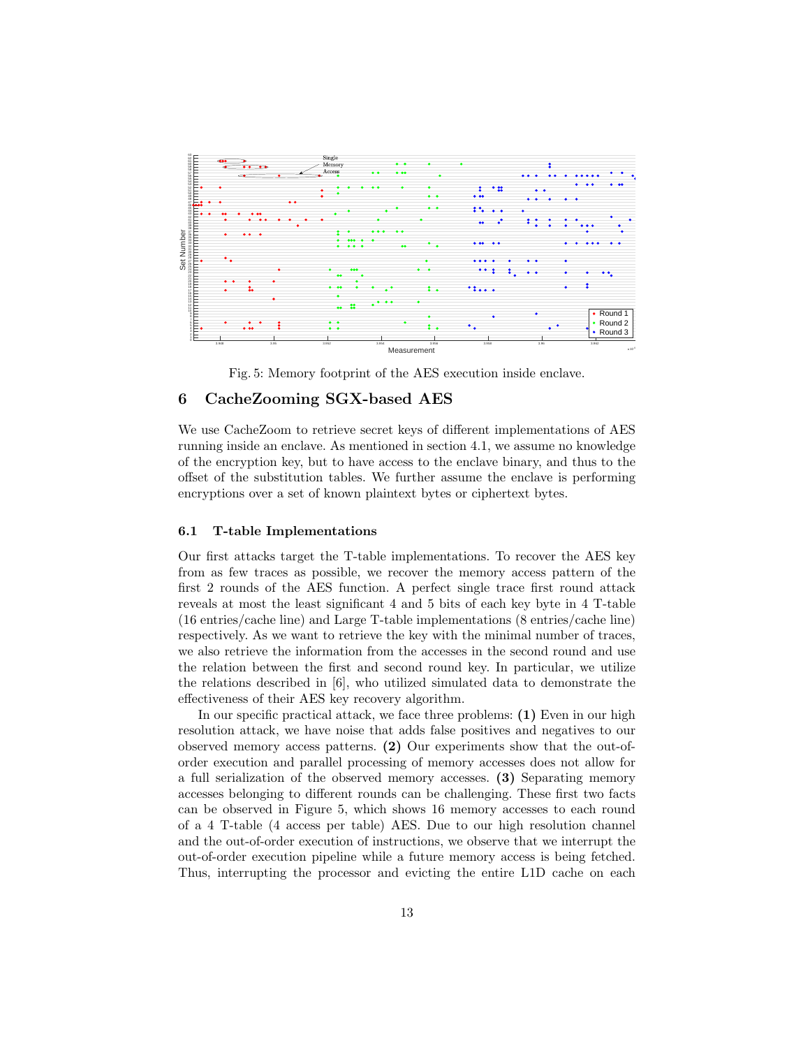Fig. 5: Memory footprint of the AES execution inside enclave.

## 6 CacheZooming SGX-based AES

We use CacheZoom to retrieve secret keys of different implementations of AES running inside an enclave. As mentioned in section 4.1, we assume no knowledge of the encryption key, but to have access to the enclave binary, and thus to the offset of the substitution tables. We further assume the enclave is performing encryptions over a set of known plaintext bytes or ciphertext bytes.

### 6.1 T-table Implementations

Our first attacks target the T-table implementations. To recover the AES key from as few traces as possible, we recover the memory access pattern of the first 2 rounds of the AES function. A perfect single trace first round attack reveals at most the least significant 4 and 5 bits of each key byte in 4 T-table (16 entries/cache line) and Large T-table implementations (8 entries/cache line) respectively. As we want to retrieve the key with the minimal number of traces, we also retrieve the information from the accesses in the second round and use the relation between the first and second round key. In particular, we utilize the relations described in [6], who utilized simulated data to demonstrate the effectiveness of their AES key recovery algorithm.

In our specific practical attack, we face three problems: **(1)** Even in our high resolution attack, we have noise that adds false positives and negatives to our observed memory access patterns. **(2)** Our experiments show that the out-of-order execution and parallel processing of memory accesses does not allow for a full serialization of the observed memory accesses. **(3)** Separating memory accesses belonging to different rounds can be challenging. These first two facts can be observed in Figure 5, which shows 16 memory accesses to each round of a 4 T-table (4 access per table) AES. Due to our high resolution channel and the out-of-order execution of instructions, we observe that we interrupt the out-of-order execution pipeline while a future memory access is being fetched. Thus, interrupting the processor and evicting the entire L1D cache on each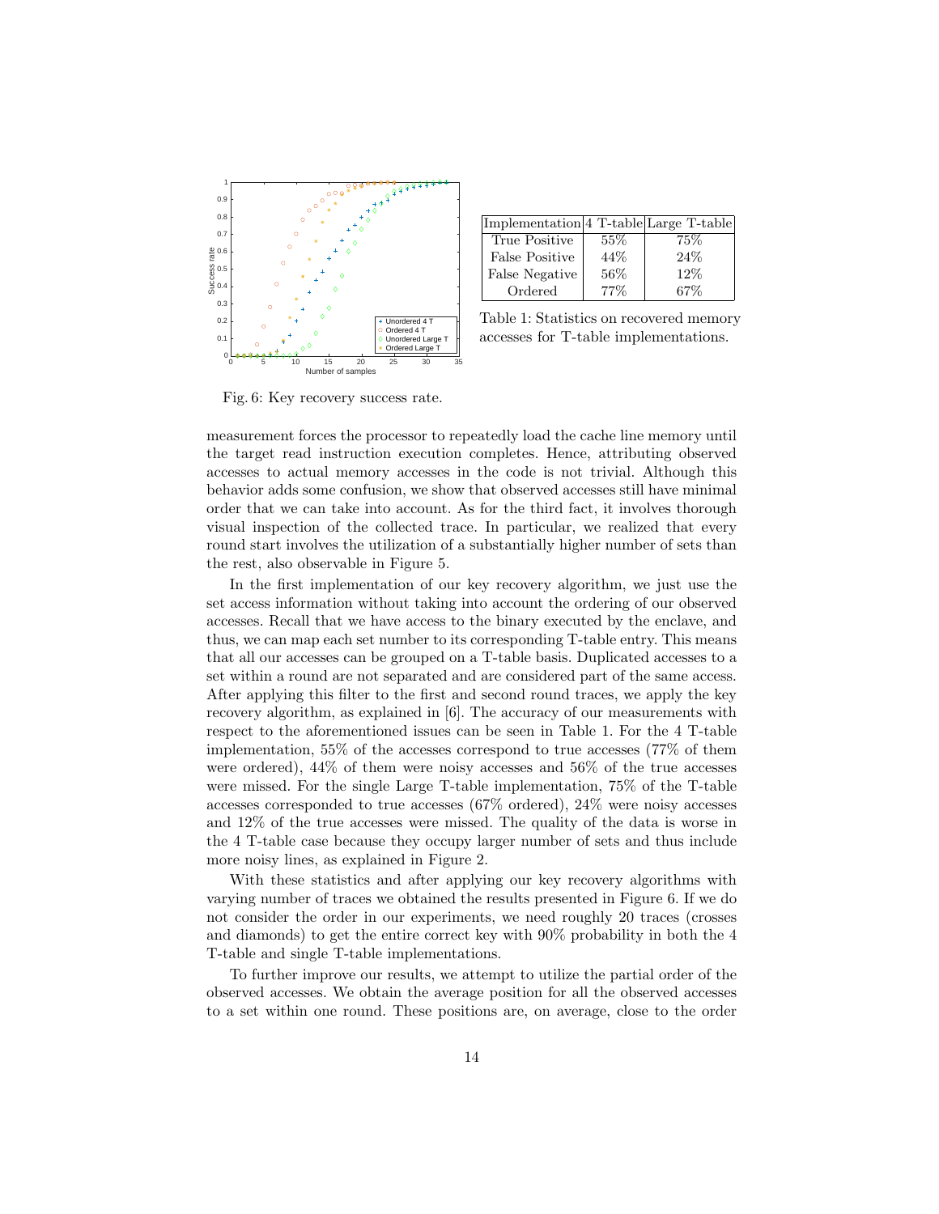Fig. 6: Key recovery success rate.

| Implementation | 4 T-table | Large T-table |
| --- | --- | --- |
| True Positive | 55% | 75% |
| False Positive | 44% | 24% |
| False Negative | 56% | 12% |
| Ordered | 77% | 67% |

Table 1: Statistics on recovered memory accesses for T-table implementations.

measurement forces the processor to repeatedly load the cache line memory until the target read instruction execution completes. Hence, attributing observed accesses to actual memory accesses in the code is not trivial. Although this behavior adds some confusion, we show that observed accesses still have minimal order that we can take into account. As for the third fact, it involves thorough visual inspection of the collected trace. In particular, we realized that every round start involves the utilization of a substantially higher number of sets than the rest, also observable in Figure 5.

In the first implementation of our key recovery algorithm, we just use the set access information without taking into account the ordering of our observed accesses. Recall that we have access to the binary executed by the enclave, and thus, we can map each set number to its corresponding T-table entry. This means that all our accesses can be grouped on a T-table basis. Duplicated accesses to a set within a round are not separated and are considered part of the same access. After applying this filter to the first and second round traces, we apply the key recovery algorithm, as explained in [6]. The accuracy of our measurements with respect to the aforementioned issues can be seen in Table 1. For the 4 T-table implementation, 55% of the accesses correspond to true accesses (77% of them were ordered), 44% of them were noisy accesses and 56% of the true accesses were missed. For the single Large T-table implementation, 75% of the T-table accesses corresponded to true accesses (67% ordered), 24% were noisy accesses and 12% of the true accesses were missed. The quality of the data is worse in the 4 T-table case because they occupy larger number of sets and thus include more noisy lines, as explained in Figure 2.

With these statistics and after applying our key recovery algorithms with varying number of traces we obtained the results presented in Figure 6. If we do not consider the order in our experiments, we need roughly 20 traces (crosses and diamonds) to get the entire correct key with 90% probability in both the 4 T-table and single T-table implementations.

To further improve our results, we attempt to utilize the partial order of the observed accesses. We obtain the average position for all the observed accesses to a set within one round. These positions are, on average, close to the order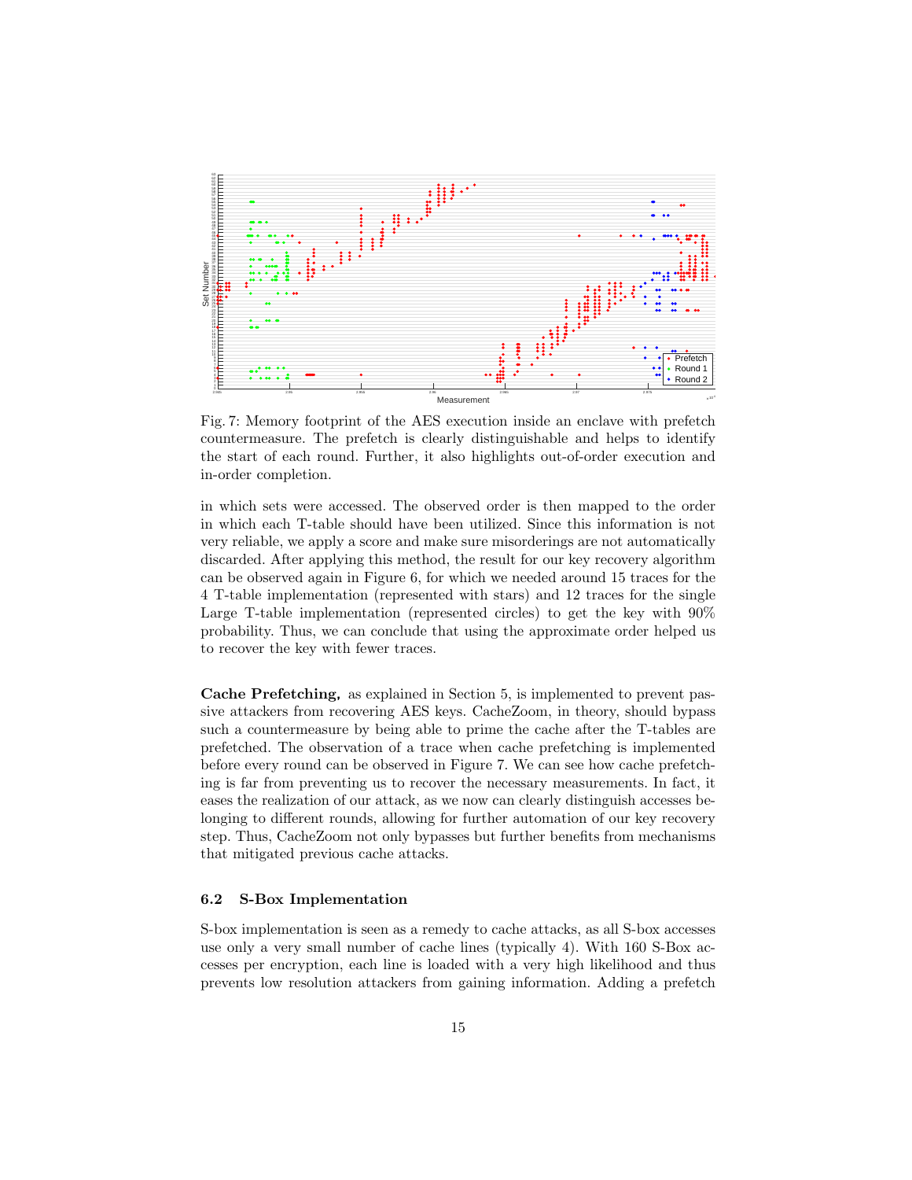Fig. 7: Memory footprint of the AES execution inside an enclave with prefetch countermeasure. The prefetch is clearly distinguishable and helps to identify the start of each round. Further, it also highlights out-of-order execution and in-order completion.

in which sets were accessed. The observed order is then mapped to the order in which each T-table should have been utilized. Since this information is not very reliable, we apply a score and make sure misorderings are not automatically discarded. After applying this method, the result for our key recovery algorithm can be observed again in Figure 6, for which we needed around 15 traces for the 4 T-table implementation (represented with stars) and 12 traces for the single Large T-table implementation (represented circles) to get the key with 90% probability. Thus, we can conclude that using the approximate order helped us to recover the key with fewer traces.

**Cache Prefetching,** as explained in Section 5, is implemented to prevent passive attackers from recovering AES keys. CacheZoom, in theory, should bypass such a countermeasure by being able to prime the cache after the T-tables are prefetched. The observation of a trace when cache prefetching is implemented before every round can be observed in Figure 7. We can see how cache prefetching is far from preventing us to recover the necessary measurements. In fact, it eases the realization of our attack, as we now can clearly distinguish accesses belonging to different rounds, allowing for further automation of our key recovery step. Thus, CacheZoom not only bypasses but further benefits from mechanisms that mitigated previous cache attacks.

### 6.2 S-Box Implementation

S-box implementation is seen as a remedy to cache attacks, as all S-box accesses use only a very small number of cache lines (typically 4). With 160 S-Box accesses per encryption, each line is loaded with a very high likelihood and thus prevents low resolution attackers from gaining information. Adding a prefetch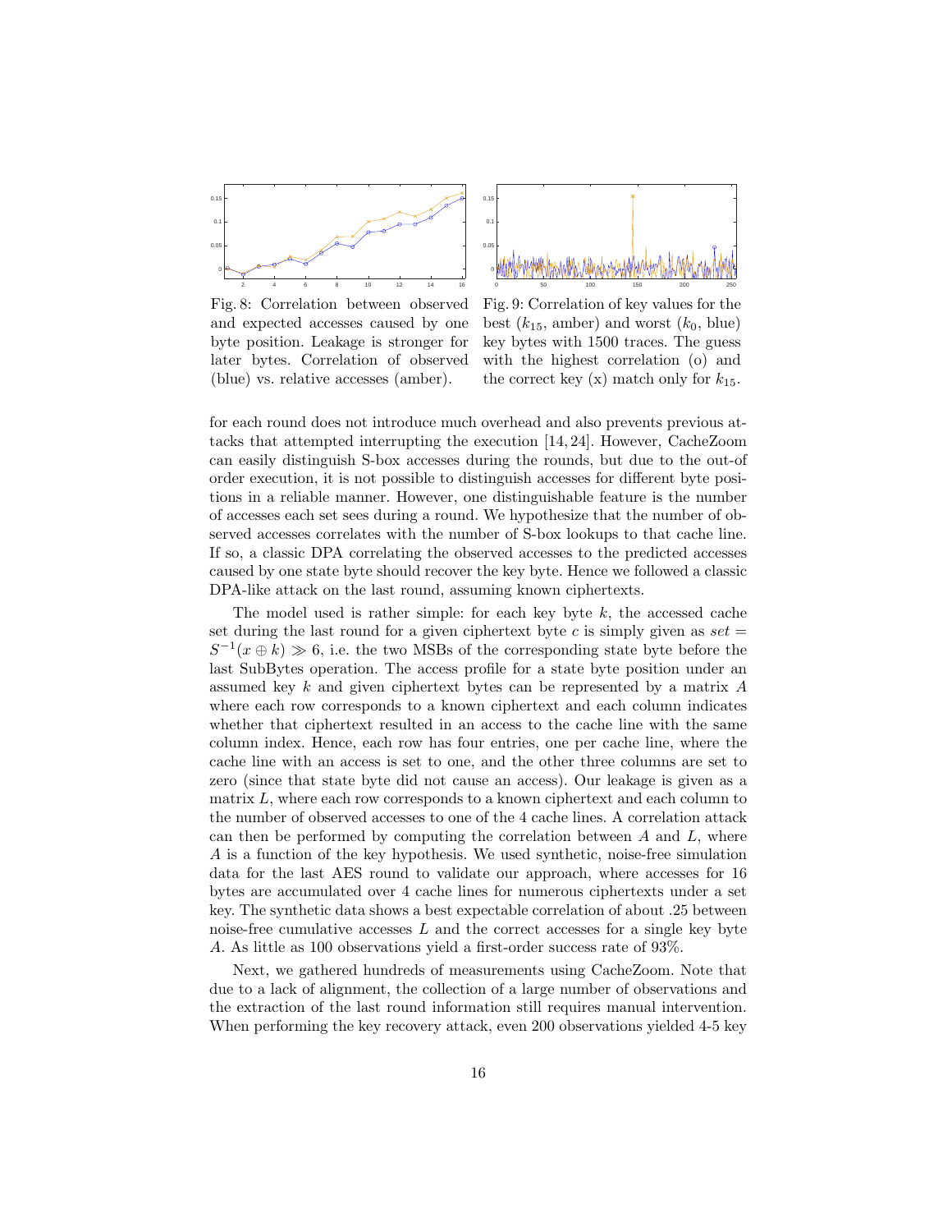Fig. 8: Correlation between observed and expected accesses caused by one byte position. Leakage is stronger for later bytes. Correlation of observed (blue) vs. relative accesses (amber).

Fig. 9: Correlation of key values for the best ($k_{15}$, amber) and worst ($k_0$, blue) key bytes with 1500 traces. The guess with the highest correlation (o) and the correct key (x) match only for $k_{15}$.

for each round does not introduce much overhead and also prevents previous attacks that attempted interrupting the execution [14, 24]. However, CacheZoom can easily distinguish S-box accesses during the rounds, but due to the out-of order execution, it is not possible to distinguish accesses for different byte positions in a reliable manner. However, one distinguishable feature is the number of accesses each set sees during a round. We hypothesize that the number of observed accesses correlates with the number of S-box lookups to that cache line. If so, a classic DPA correlating the observed accesses to the predicted accesses caused by one state byte should recover the key byte. Hence we followed a classic DPA-like attack on the last round, assuming known ciphertexts.

The model used is rather simple: for each key byte $k$, the accessed cache set during the last round for a given ciphertext byte $c$ is simply given as $set = S^{-1}(x \oplus k) \gg 6$, i.e. the two MSBs of the corresponding state byte before the last SubBytes operation. The access profile for a state byte position under an assumed key $k$ and given ciphertext bytes can be represented by a matrix $A$ where each row corresponds to a known ciphertext and each column indicates whether that ciphertext resulted in an access to the cache line with the same column index. Hence, each row has four entries, one per cache line, where the cache line with an access is set to one, and the other three columns are set to zero (since that state byte did not cause an access). Our leakage is given as a matrix $L$, where each row corresponds to a known ciphertext and each column to the number of observed accesses to one of the 4 cache lines. A correlation attack can then be performed by computing the correlation between $A$ and $L$, where $A$ is a function of the key hypothesis. We used synthetic, noise-free simulation data for the last AES round to validate our approach, where accesses for 16 bytes are accumulated over 4 cache lines for numerous ciphertexts under a set key. The synthetic data shows a best expectable correlation of about .25 between noise-free cumulative accesses $L$ and the correct accesses for a single key byte $A$. As little as 100 observations yield a first-order success rate of 93%.

Next, we gathered hundreds of measurements using CacheZoom. Note that due to a lack of alignment, the collection of a large number of observations and the extraction of the last round information still requires manual intervention. When performing the key recovery attack, even 200 observations yielded 4-5 key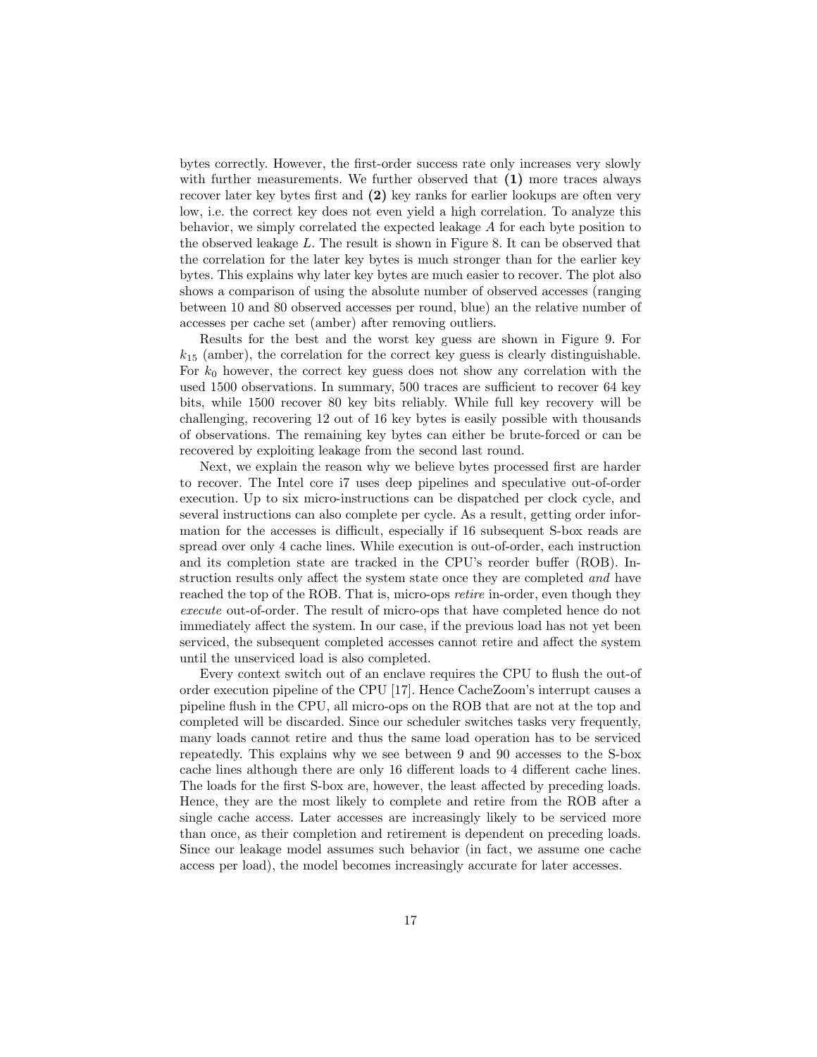bytes correctly. However, the first-order success rate only increases very slowly with further measurements. We further observed that **(1)** more traces always recover later key bytes first and **(2)** key ranks for earlier lookups are often very low, i.e. the correct key does not even yield a high correlation. To analyze this behavior, we simply correlated the expected leakage $A$ for each byte position to the observed leakage $L$. The result is shown in Figure 8. It can be observed that the correlation for the later key bytes is much stronger than for the earlier key bytes. This explains why later key bytes are much easier to recover. The plot also shows a comparison of using the absolute number of observed accesses (ranging between 10 and 80 observed accesses per round, blue) an the relative number of accesses per cache set (amber) after removing outliers.

Results for the best and the worst key guess are shown in Figure 9. For $k_{15}$ (amber), the correlation for the correct key guess is clearly distinguishable. For $k_0$ however, the correct key guess does not show any correlation with the used 1500 observations. In summary, 500 traces are sufficient to recover 64 key bits, while 1500 recover 80 key bits reliably. While full key recovery will be challenging, recovering 12 out of 16 key bytes is easily possible with thousands of observations. The remaining key bytes can either be brute-forced or can be recovered by exploiting leakage from the second last round.

Next, we explain the reason why we believe bytes processed first are harder to recover. The Intel core i7 uses deep pipelines and speculative out-of-order execution. Up to six micro-instructions can be dispatched per clock cycle, and several instructions can also complete per cycle. As a result, getting order information for the accesses is difficult, especially if 16 subsequent S-box reads are spread over only 4 cache lines. While execution is out-of-order, each instruction and its completion state are tracked in the CPU's reorder buffer (ROB). Instruction results only affect the system state once they are completed *and* have reached the top of the ROB. That is, micro-ops *retire* in-order, even though they *execute* out-of-order. The result of micro-ops that have completed hence do not immediately affect the system. In our case, if the previous load has not yet been serviced, the subsequent completed accesses cannot retire and affect the system until the unserviced load is also completed.

Every context switch out of an enclave requires the CPU to flush the out-of order execution pipeline of the CPU [17]. Hence CacheZoom's interrupt causes a pipeline flush in the CPU, all micro-ops on the ROB that are not at the top and completed will be discarded. Since our scheduler switches tasks very frequently, many loads cannot retire and thus the same load operation has to be serviced repeatedly. This explains why we see between 9 and 90 accesses to the S-box cache lines although there are only 16 different loads to 4 different cache lines. The loads for the first S-box are, however, the least affected by preceding loads. Hence, they are the most likely to complete and retire from the ROB after a single cache access. Later accesses are increasingly likely to be serviced more than once, as their completion and retirement is dependent on preceding loads. Since our leakage model assumes such behavior (in fact, we assume one cache access per load), the model becomes increasingly accurate for later accesses.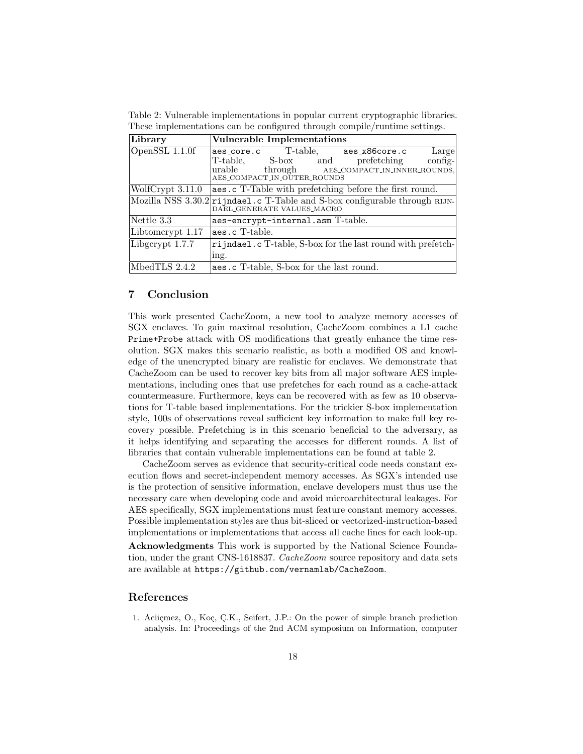Table 2: Vulnerable implementations in popular current cryptographic libraries. These implementations can be configured through compile/runtime settings.

| **Library** | **Vulnerable Implementations** |
|---|---|
| OpenSSL 1.1.0f | aes_core.c T-table, aes_x86core.c Large T-table, S-box and prefetching configurable through AES_COMPACT_IN_INNER_ROUNDS, AES_COMPACT_IN_OUTER_ROUNDS |
| WolfCrypt 3.11.0 | aes.c T-Table with prefetching before the first round. |
| Mozilla NSS 3.30.2 | rijndael.c T-Table and S-box configurable through RIJNDAEL_GENERATE VALUES_MACRO |
| Nettle 3.3 | aes-encrypt-internal.asm T-table. |
| Libtomcrypt 1.17 | aes.c T-table. |
| Libgcrypt 1.7.7 | rijndael.c T-table, S-box for the last round with prefetching. |
| MbedTLS 2.4.2 | aes.c T-table, S-box for the last round. |

## 7 Conclusion

This work presented CacheZoom, a new tool to analyze memory accesses of SGX enclaves. To gain maximal resolution, CacheZoom combines a L1 cache Prime+Probe attack with OS modifications that greatly enhance the time resolution. SGX makes this scenario realistic, as both a modified OS and knowledge of the unencrypted binary are realistic for enclaves. We demonstrate that CacheZoom can be used to recover key bits from all major software AES implementations, including ones that use prefetches for each round as a cache-attack countermeasure. Furthermore, keys can be recovered with as few as 10 observations for T-table based implementations. For the trickier S-box implementation style, 100s of observations reveal sufficient key information to make full key recovery possible. Prefetching is in this scenario beneficial to the adversary, as it helps identifying and separating the accesses for different rounds. A list of libraries that contain vulnerable implementations can be found at table 2.

CacheZoom serves as evidence that security-critical code needs constant execution flows and secret-independent memory accesses. As SGX's intended use is the protection of sensitive information, enclave developers must thus use the necessary care when developing code and avoid microarchitectural leakages. For AES specifically, SGX implementations must feature constant memory accesses. Possible implementation styles are thus bit-sliced or vectorized-instruction-based implementations or implementations that access all cache lines for each look-up.

**Acknowledgments** This work is supported by the National Science Foundation, under the grant CNS-1618837. *CacheZoom* source repository and data sets are available at https://github.com/vernamlab/CacheZoom.

## References

1. Aciiçmez, O., Koç, Ç.K., Seifert, J.P.: On the power of simple branch prediction analysis. In: Proceedings of the 2nd ACM symposium on Information, computer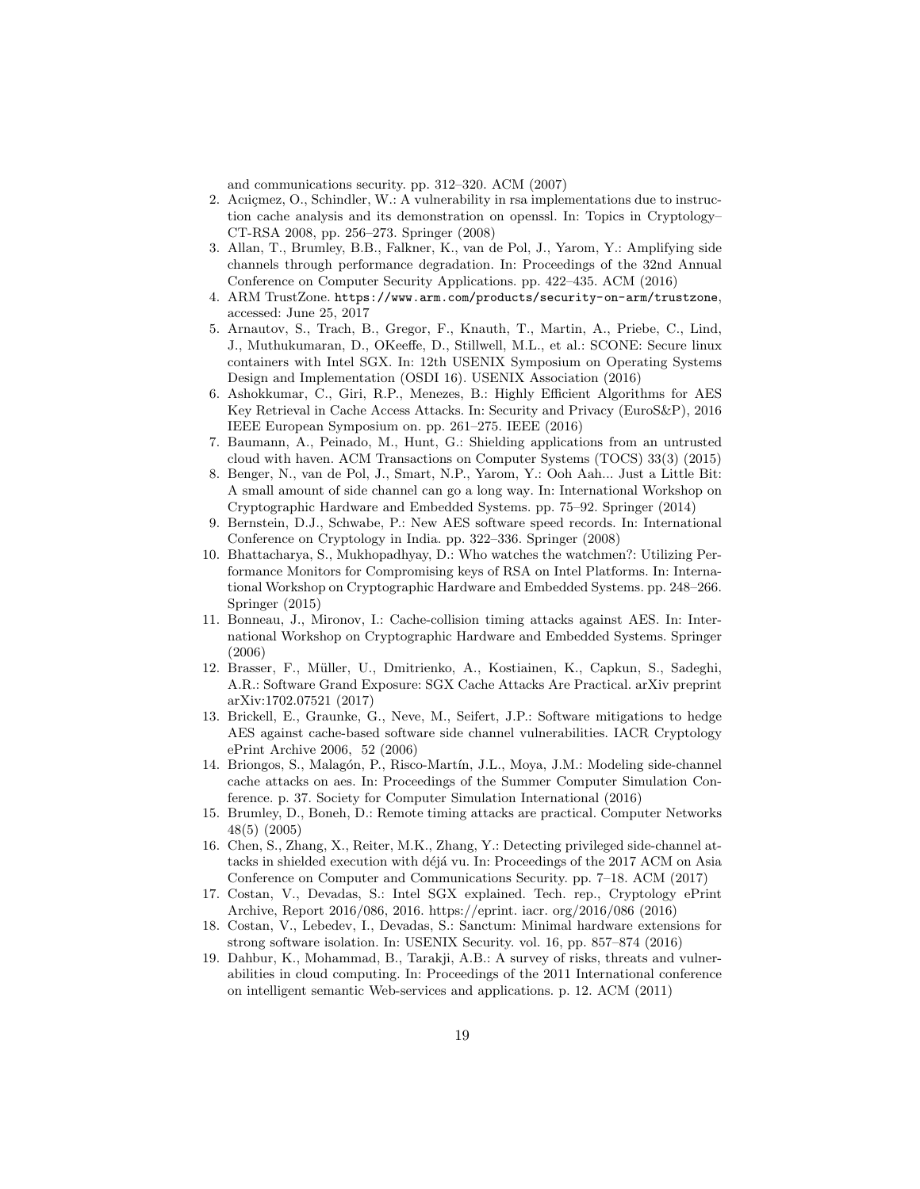and communications security. pp. 312–320. ACM (2007)

2. Acıiçmez, O., Schindler, W.: A vulnerability in rsa implementations due to instruction cache analysis and its demonstration on openssl. In: Topics in Cryptology–CT-RSA 2008, pp. 256–273. Springer (2008)
3. Allan, T., Brumley, B.B., Falkner, K., van de Pol, J., Yarom, Y.: Amplifying side channels through performance degradation. In: Proceedings of the 32nd Annual Conference on Computer Security Applications. pp. 422–435. ACM (2016)
4. ARM TrustZone. `https://www.arm.com/products/security-on-arm/trustzone`, accessed: June 25, 2017
5. Arnautov, S., Trach, B., Gregor, F., Knauth, T., Martin, A., Priebe, C., Lind, J., Muthukumaran, D., OKeeffe, D., Stillwell, M.L., et al.: SCONE: Secure linux containers with Intel SGX. In: 12th USENIX Symposium on Operating Systems Design and Implementation (OSDI 16). USENIX Association (2016)
6. Ashokkumar, C., Giri, R.P., Menezes, B.: Highly Efficient Algorithms for AES Key Retrieval in Cache Access Attacks. In: Security and Privacy (EuroS&P), 2016 IEEE European Symposium on. pp. 261–275. IEEE (2016)
7. Baumann, A., Peinado, M., Hunt, G.: Shielding applications from an untrusted cloud with haven. ACM Transactions on Computer Systems (TOCS) 33(3) (2015)
8. Benger, N., van de Pol, J., Smart, N.P., Yarom, Y.: Ooh Aah... Just a Little Bit: A small amount of side channel can go a long way. In: International Workshop on Cryptographic Hardware and Embedded Systems. pp. 75–92. Springer (2014)
9. Bernstein, D.J., Schwabe, P.: New AES software speed records. In: International Conference on Cryptology in India. pp. 322–336. Springer (2008)
10. Bhattacharya, S., Mukhopadhyay, D.: Who watches the watchmen?: Utilizing Performance Monitors for Compromising keys of RSA on Intel Platforms. In: International Workshop on Cryptographic Hardware and Embedded Systems. pp. 248–266. Springer (2015)
11. Bonneau, J., Mironov, I.: Cache-collision timing attacks against AES. In: International Workshop on Cryptographic Hardware and Embedded Systems. Springer (2006)
12. Brasser, F., Müller, U., Dmitrienko, A., Kostiainen, K., Capkun, S., Sadeghi, A.R.: Software Grand Exposure: SGX Cache Attacks Are Practical. arXiv preprint arXiv:1702.07521 (2017)
13. Brickell, E., Graunke, G., Neve, M., Seifert, J.P.: Software mitigations to hedge AES against cache-based software side channel vulnerabilities. IACR Cryptology ePrint Archive 2006, 52 (2006)
14. Briongos, S., Malagón, P., Risco-Martín, J.L., Moya, J.M.: Modeling side-channel cache attacks on aes. In: Proceedings of the Summer Computer Simulation Conference. p. 37. Society for Computer Simulation International (2016)
15. Brumley, D., Boneh, D.: Remote timing attacks are practical. Computer Networks 48(5) (2005)
16. Chen, S., Zhang, X., Reiter, M.K., Zhang, Y.: Detecting privileged side-channel attacks in shielded execution with déjá vu. In: Proceedings of the 2017 ACM on Asia Conference on Computer and Communications Security. pp. 7–18. ACM (2017)
17. Costan, V., Devadas, S.: Intel SGX explained. Tech. rep., Cryptology ePrint Archive, Report 2016/086, 2016. https://eprint. iacr. org/2016/086 (2016)
18. Costan, V., Lebedev, I., Devadas, S.: Sanctum: Minimal hardware extensions for strong software isolation. In: USENIX Security. vol. 16, pp. 857–874 (2016)
19. Dahbur, K., Mohammad, B., Tarakji, A.B.: A survey of risks, threats and vulnerabilities in cloud computing. In: Proceedings of the 2011 International conference on intelligent semantic Web-services and applications. p. 12. ACM (2011)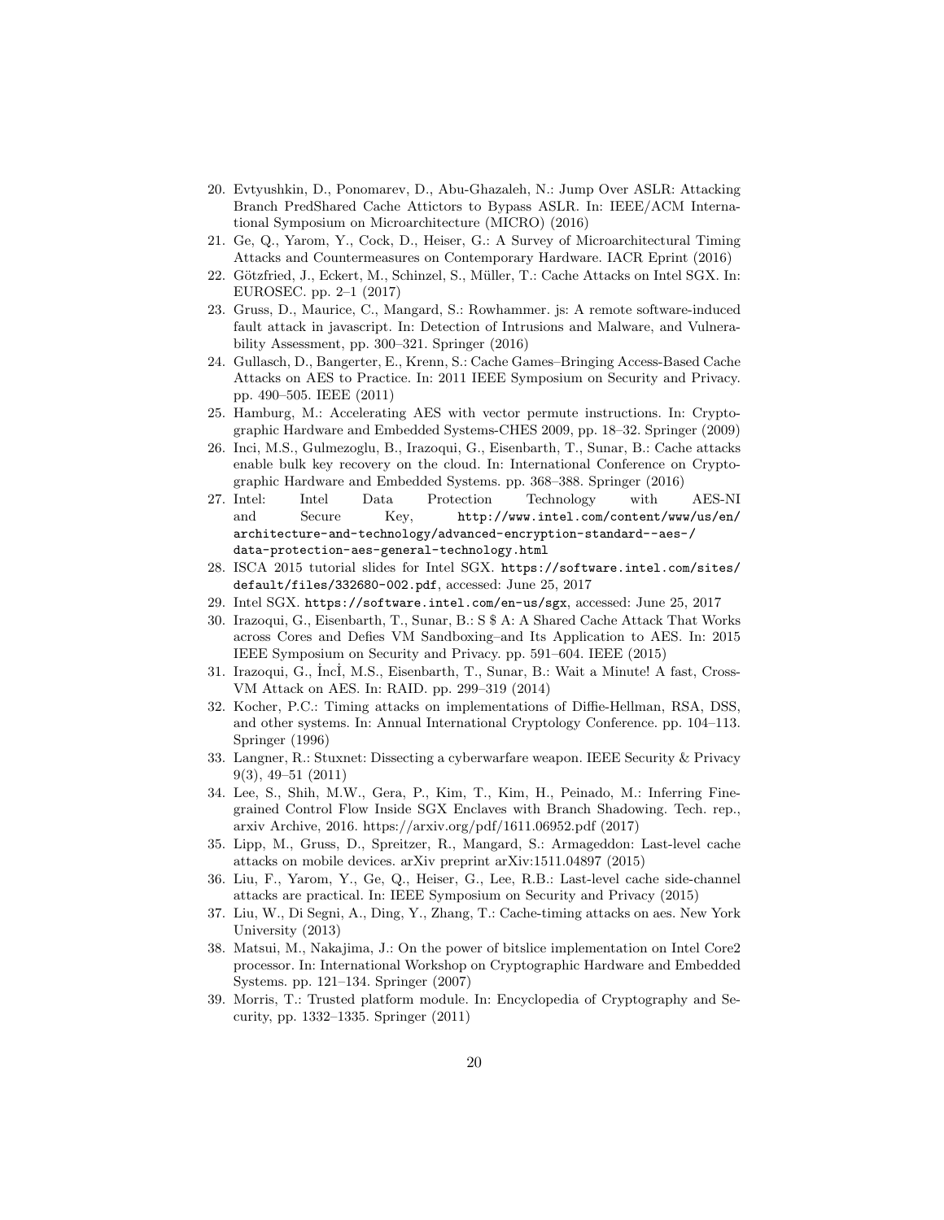20. Evtyushkin, D., Ponomarev, D., Abu-Ghazaleh, N.: Jump Over ASLR: Attacking Branch PredShared Cache Attictors to Bypass ASLR. In: IEEE/ACM International Symposium on Microarchitecture (MICRO) (2016)
21. Ge, Q., Yarom, Y., Cock, D., Heiser, G.: A Survey of Microarchitectural Timing Attacks and Countermeasures on Contemporary Hardware. IACR Eprint (2016)
22. Götzfried, J., Eckert, M., Schinzel, S., Müller, T.: Cache Attacks on Intel SGX. In: EUROSEC. pp. 2–1 (2017)
23. Gruss, D., Maurice, C., Mangard, S.: Rowhammer. js: A remote software-induced fault attack in javascript. In: Detection of Intrusions and Malware, and Vulnerability Assessment, pp. 300–321. Springer (2016)
24. Gullasch, D., Bangerter, E., Krenn, S.: Cache Games–Bringing Access-Based Cache Attacks on AES to Practice. In: 2011 IEEE Symposium on Security and Privacy. pp. 490–505. IEEE (2011)
25. Hamburg, M.: Accelerating AES with vector permute instructions. In: Cryptographic Hardware and Embedded Systems-CHES 2009, pp. 18–32. Springer (2009)
26. Inci, M.S., Gulmezoglu, B., Irazoqui, G., Eisenbarth, T., Sunar, B.: Cache attacks enable bulk key recovery on the cloud. In: International Conference on Cryptographic Hardware and Embedded Systems. pp. 368–388. Springer (2016)
27. Intel: Intel Data Protection Technology with AES-NI and Secure Key, `http://www.intel.com/content/www/us/en/architecture-and-technology/advanced-encryption-standard--aes-/data-protection-aes-general-technology.html`
28. ISCA 2015 tutorial slides for Intel SGX. `https://software.intel.com/sites/default/files/332680-002.pdf`, accessed: June 25, 2017
29. Intel SGX. `https://software.intel.com/en-us/sgx`, accessed: June 25, 2017
30. Irazoqui, G., Eisenbarth, T., Sunar, B.: S $ A: A Shared Cache Attack That Works across Cores and Defies VM Sandboxing–and Its Application to AES. In: 2015 IEEE Symposium on Security and Privacy. pp. 591–604. IEEE (2015)
31. Irazoqui, G., İncİ, M.S., Eisenbarth, T., Sunar, B.: Wait a Minute! A fast, Cross-VM Attack on AES. In: RAID. pp. 299–319 (2014)
32. Kocher, P.C.: Timing attacks on implementations of Diffie-Hellman, RSA, DSS, and other systems. In: Annual International Cryptology Conference. pp. 104–113. Springer (1996)
33. Langner, R.: Stuxnet: Dissecting a cyberwarfare weapon. IEEE Security & Privacy 9(3), 49–51 (2011)
34. Lee, S., Shih, M.W., Gera, P., Kim, T., Kim, H., Peinado, M.: Inferring Fine-grained Control Flow Inside SGX Enclaves with Branch Shadowing. Tech. rep., arxiv Archive, 2016. https://arxiv.org/pdf/1611.06952.pdf (2017)
35. Lipp, M., Gruss, D., Spreitzer, R., Mangard, S.: Armageddon: Last-level cache attacks on mobile devices. arXiv preprint arXiv:1511.04897 (2015)
36. Liu, F., Yarom, Y., Ge, Q., Heiser, G., Lee, R.B.: Last-level cache side-channel attacks are practical. In: IEEE Symposium on Security and Privacy (2015)
37. Liu, W., Di Segni, A., Ding, Y., Zhang, T.: Cache-timing attacks on aes. New York University (2013)
38. Matsui, M., Nakajima, J.: On the power of bitslice implementation on Intel Core2 processor. In: International Workshop on Cryptographic Hardware and Embedded Systems. pp. 121–134. Springer (2007)
39. Morris, T.: Trusted platform module. In: Encyclopedia of Cryptography and Security, pp. 1332–1335. Springer (2011)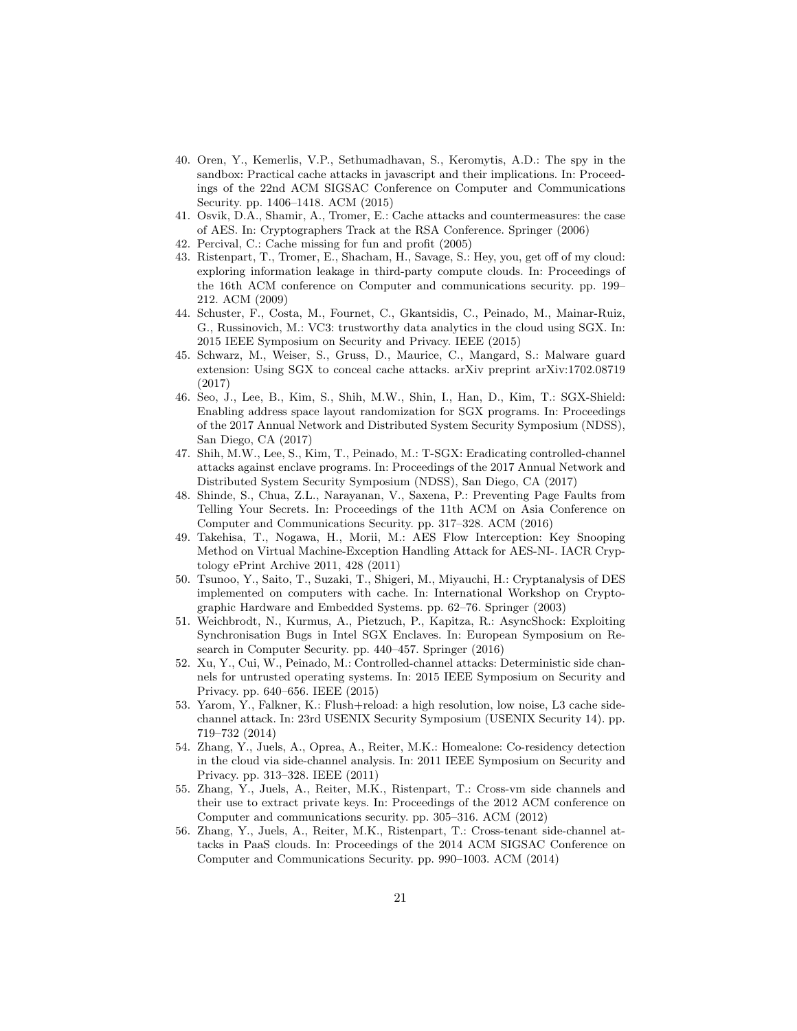40. Oren, Y., Kemerlis, V.P., Sethumadhavan, S., Keromytis, A.D.: The spy in the sandbox: Practical cache attacks in javascript and their implications. In: Proceedings of the 22nd ACM SIGSAC Conference on Computer and Communications Security. pp. 1406–1418. ACM (2015)
41. Osvik, D.A., Shamir, A., Tromer, E.: Cache attacks and countermeasures: the case of AES. In: Cryptographers Track at the RSA Conference. Springer (2006)
42. Percival, C.: Cache missing for fun and profit (2005)
43. Ristenpart, T., Tromer, E., Shacham, H., Savage, S.: Hey, you, get off of my cloud: exploring information leakage in third-party compute clouds. In: Proceedings of the 16th ACM conference on Computer and communications security. pp. 199–212. ACM (2009)
44. Schuster, F., Costa, M., Fournet, C., Gkantsidis, C., Peinado, M., Mainar-Ruiz, G., Russinovich, M.: VC3: trustworthy data analytics in the cloud using SGX. In: 2015 IEEE Symposium on Security and Privacy. IEEE (2015)
45. Schwarz, M., Weiser, S., Gruss, D., Maurice, C., Mangard, S.: Malware guard extension: Using SGX to conceal cache attacks. arXiv preprint arXiv:1702.08719 (2017)
46. Seo, J., Lee, B., Kim, S., Shih, M.W., Shin, I., Han, D., Kim, T.: SGX-Shield: Enabling address space layout randomization for SGX programs. In: Proceedings of the 2017 Annual Network and Distributed System Security Symposium (NDSS), San Diego, CA (2017)
47. Shih, M.W., Lee, S., Kim, T., Peinado, M.: T-SGX: Eradicating controlled-channel attacks against enclave programs. In: Proceedings of the 2017 Annual Network and Distributed System Security Symposium (NDSS), San Diego, CA (2017)
48. Shinde, S., Chua, Z.L., Narayanan, V., Saxena, P.: Preventing Page Faults from Telling Your Secrets. In: Proceedings of the 11th ACM on Asia Conference on Computer and Communications Security. pp. 317–328. ACM (2016)
49. Takehisa, T., Nogawa, H., Morii, M.: AES Flow Interception: Key Snooping Method on Virtual Machine-Exception Handling Attack for AES-NI-. IACR Cryptology ePrint Archive 2011, 428 (2011)
50. Tsunoo, Y., Saito, T., Suzaki, T., Shigeri, M., Miyauchi, H.: Cryptanalysis of DES implemented on computers with cache. In: International Workshop on Cryptographic Hardware and Embedded Systems. pp. 62–76. Springer (2003)
51. Weichbrodt, N., Kurmus, A., Pietzuch, P., Kapitza, R.: AsyncShock: Exploiting Synchronisation Bugs in Intel SGX Enclaves. In: European Symposium on Research in Computer Security. pp. 440–457. Springer (2016)
52. Xu, Y., Cui, W., Peinado, M.: Controlled-channel attacks: Deterministic side channels for untrusted operating systems. In: 2015 IEEE Symposium on Security and Privacy. pp. 640–656. IEEE (2015)
53. Yarom, Y., Falkner, K.: Flush+reload: a high resolution, low noise, L3 cache side-channel attack. In: 23rd USENIX Security Symposium (USENIX Security 14). pp. 719–732 (2014)
54. Zhang, Y., Juels, A., Oprea, A., Reiter, M.K.: Homealone: Co-residency detection in the cloud via side-channel analysis. In: 2011 IEEE Symposium on Security and Privacy. pp. 313–328. IEEE (2011)
55. Zhang, Y., Juels, A., Reiter, M.K., Ristenpart, T.: Cross-vm side channels and their use to extract private keys. In: Proceedings of the 2012 ACM conference on Computer and communications security. pp. 305–316. ACM (2012)
56. Zhang, Y., Juels, A., Reiter, M.K., Ristenpart, T.: Cross-tenant side-channel attacks in PaaS clouds. In: Proceedings of the 2014 ACM SIGSAC Conference on Computer and Communications Security. pp. 990–1003. ACM (2014)